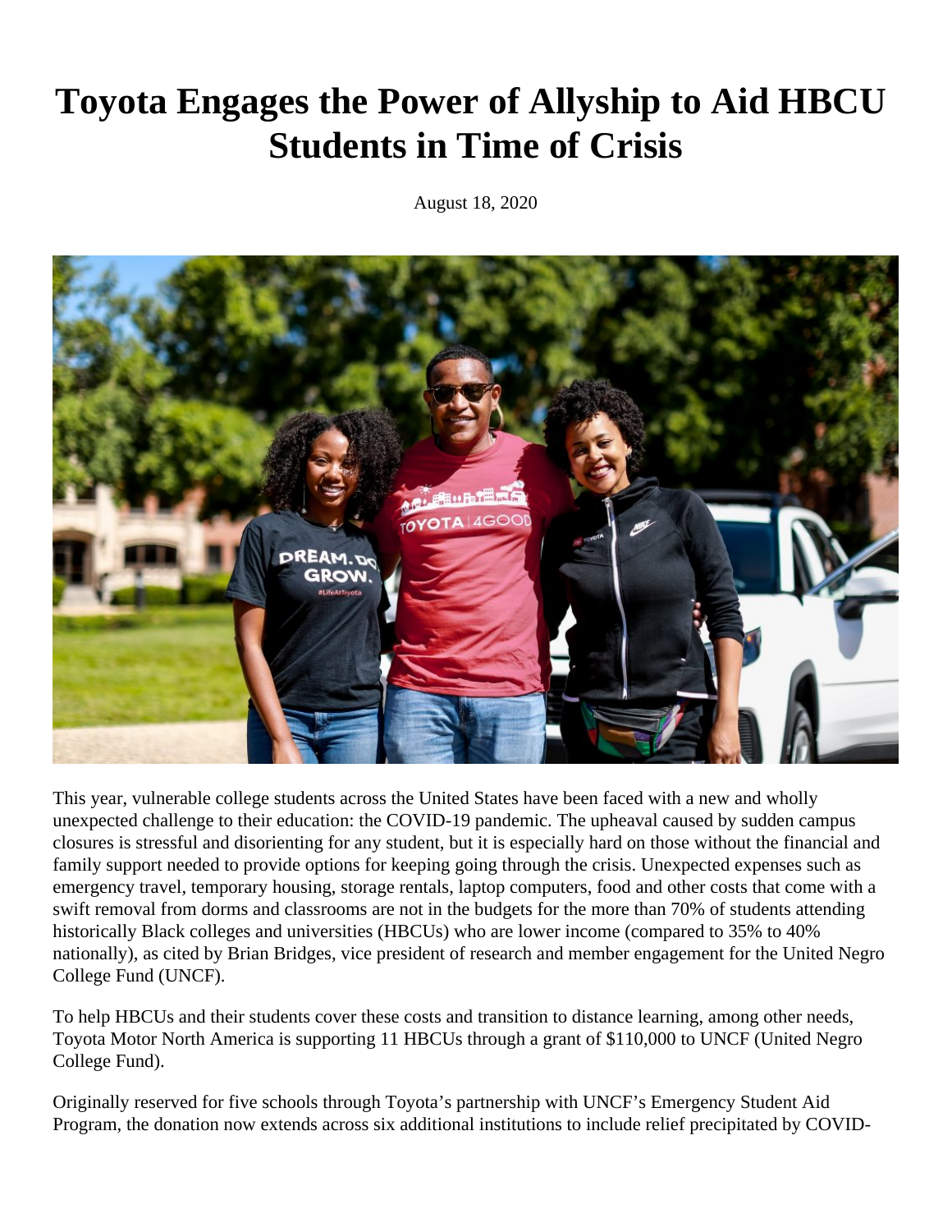# Toyota Engages the Power of Allyship to Aid HBCU Students in Time of Crisis

August 18, 2020

This year, vulnerable college students across the United States have been faced with a new and wholly unexpected challenge to their education: the COVID-19 pandemic. The upheaval caused by sudden campus closures is stressful and disorienting for any student, but it is especially hard on those without the financial and family support needed to provide options for keeping going through the crisis. Unexpected expenses such as emergency travel, temporary housing, storage rentals, laptop computers, food and other costs that come with a swift removal from dorms and classrooms are not in the budgets for the more than 70% of students attending historically Black colleges and universities (HBCUs) who are lower income (compared to 35% to 40% nationally), as cited by Brian Bridges, vice president of research and member engagement for the United Negro College Fund (UNCF).

To help HBCUs and their students cover these costs and transition to distance learning, among other needs, Toyota Motor North America is supporting 11 HBCUs through a grant of $110,000 to UNCF (United Negro College Fund).

Originally reserved for five schools through Toyota's partnership with UNCF's Emergency Student Aid Program, the donation now extends across six additional institutions to include relief precipitated by COVID-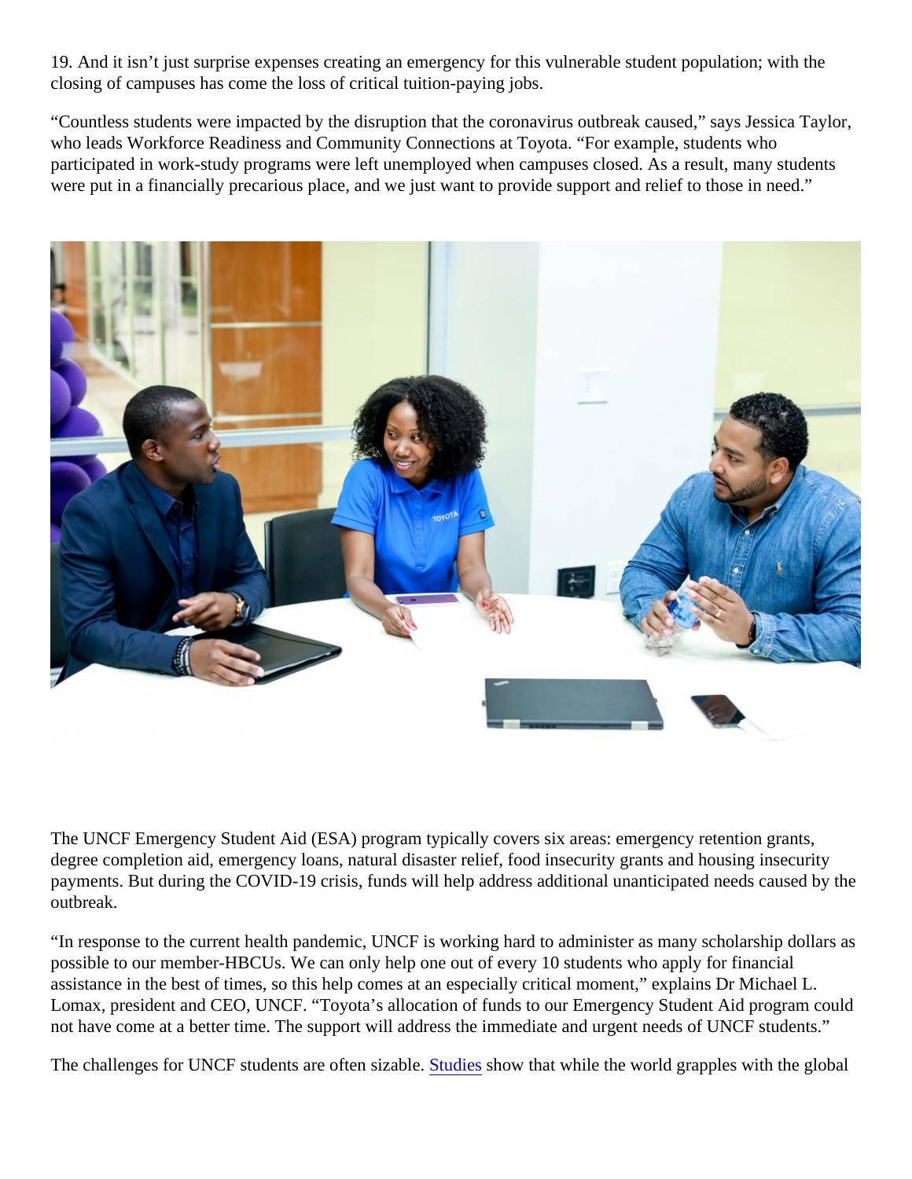19. And it isn't just surprise expenses creating an emergency for this vulnerable student population; with the closing of campuses has come the loss of critical tuition-paying jobs.

"Countless students were impacted by the disruption that the coronavirus outbreak caused," says Jessica Taylor, who leads Workforce Readiness and Community Connections at Toyota. "For example, students who participated in work-study programs were left unemployed when campuses closed. As a result, many students were put in a financially precarious place, and we just want to provide support and relief to those in need."

The UNCF Emergency Student Aid (ESA) program typically covers six areas: emergency retention grants, degree completion aid, emergency loans, natural disaster relief, food insecurity grants and housing insecurity payments. But during the COVID-19 crisis, funds will help address additional unanticipated needs caused by the outbreak.

"In response to the current health pandemic, UNCF is working hard to administer as many scholarship dollars as possible to our member-HBCUs. We can only help one out of every 10 students who apply for financial assistance in the best of times, so this help comes at an especially critical moment," explains Dr Michael L. Lomax, president and CEO, UNCF. "Toyota's allocation of funds to our Emergency Student Aid program could not have come at a better time. The support will address the immediate and urgent needs of UNCF students."

The challenges for UNCF students are often sizable. Studies show that while the world grapples with the global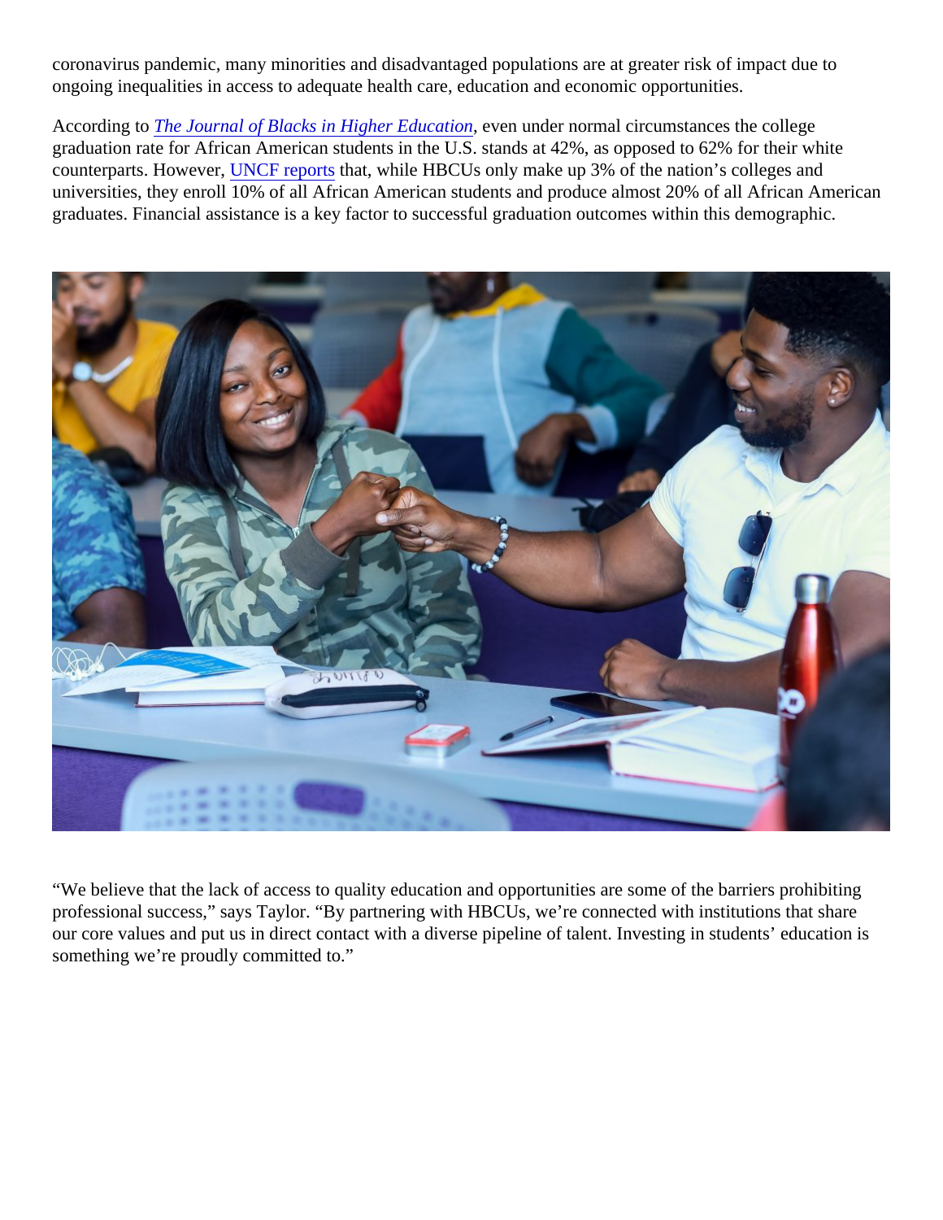coronavirus pandemic, many minorities and disadvantaged populations are at greater risk of impact due to ongoing inequalities in access to adequate health care, education and economic opportunities.

According to *The Journal of Blacks in Higher Education*, even under normal circumstances the college graduation rate for African American students in the U.S. stands at 42%, as opposed to 62% for their white counterparts. However, UNCF reports that, while HBCUs only make up 3% of the nation's colleges and universities, they enroll 10% of all African American students and produce almost 20% of all African American graduates. Financial assistance is a key factor to successful graduation outcomes within this demographic.

"We believe that the lack of access to quality education and opportunities are some of the barriers prohibiting professional success," says Taylor. "By partnering with HBCUs, we're connected with institutions that share our core values and put us in direct contact with a diverse pipeline of talent. Investing in students' education is something we're proudly committed to."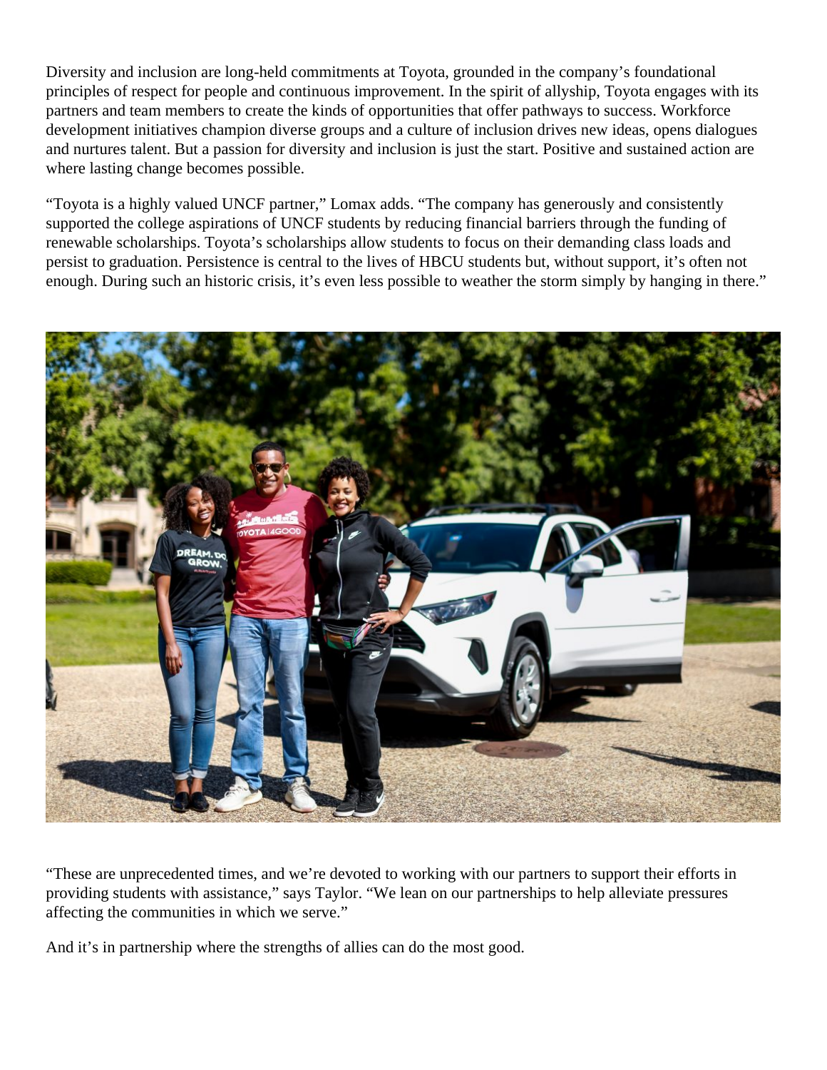Diversity and inclusion are long-held commitments at Toyota, grounded in the company's foundational principles of respect for people and continuous improvement. In the spirit of allyship, Toyota engages with its partners and team members to create the kinds of opportunities that offer pathways to success. Workforce development initiatives champion diverse groups and a culture of inclusion drives new ideas, opens dialogues and nurtures talent. But a passion for diversity and inclusion is just the start. Positive and sustained action are where lasting change becomes possible.

"Toyota is a highly valued UNCF partner," Lomax adds. "The company has generously and consistently supported the college aspirations of UNCF students by reducing financial barriers through the funding of renewable scholarships. Toyota's scholarships allow students to focus on their demanding class loads and persist to graduation. Persistence is central to the lives of HBCU students but, without support, it's often not enough. During such an historic crisis, it's even less possible to weather the storm simply by hanging in there."

"These are unprecedented times, and we're devoted to working with our partners to support their efforts in providing students with assistance," says Taylor. "We lean on our partnerships to help alleviate pressures affecting the communities in which we serve."

And it's in partnership where the strengths of allies can do the most good.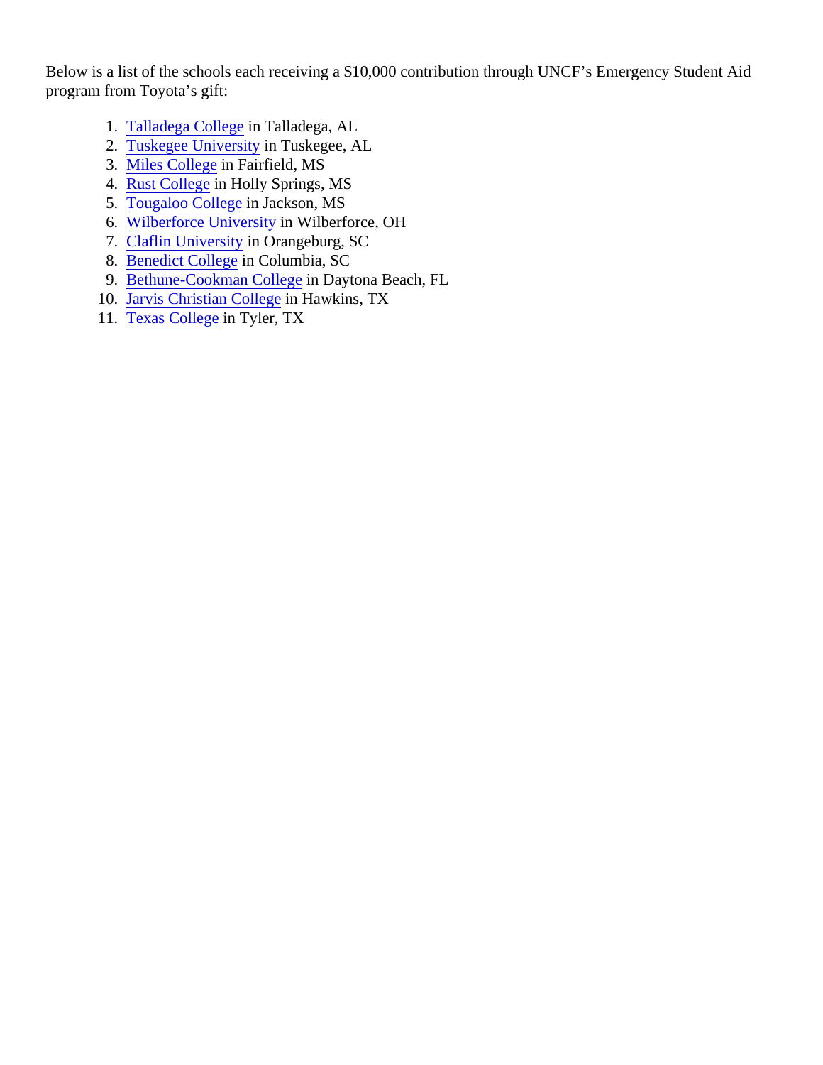Below is a list of the schools each receiving a $10,000 contribution through UNCF's Emergency Student Aid program from Toyota's gift:

1. Talladega College in Talladega, AL
2. Tuskegee University in Tuskegee, AL
3. Miles College in Fairfield, MS
4. Rust College in Holly Springs, MS
5. Tougaloo College in Jackson, MS
6. Wilberforce University in Wilberforce, OH
7. Claflin University in Orangeburg, SC
8. Benedict College in Columbia, SC
9. Bethune-Cookman College in Daytona Beach, FL
10. Jarvis Christian College in Hawkins, TX
11. Texas College in Tyler, TX